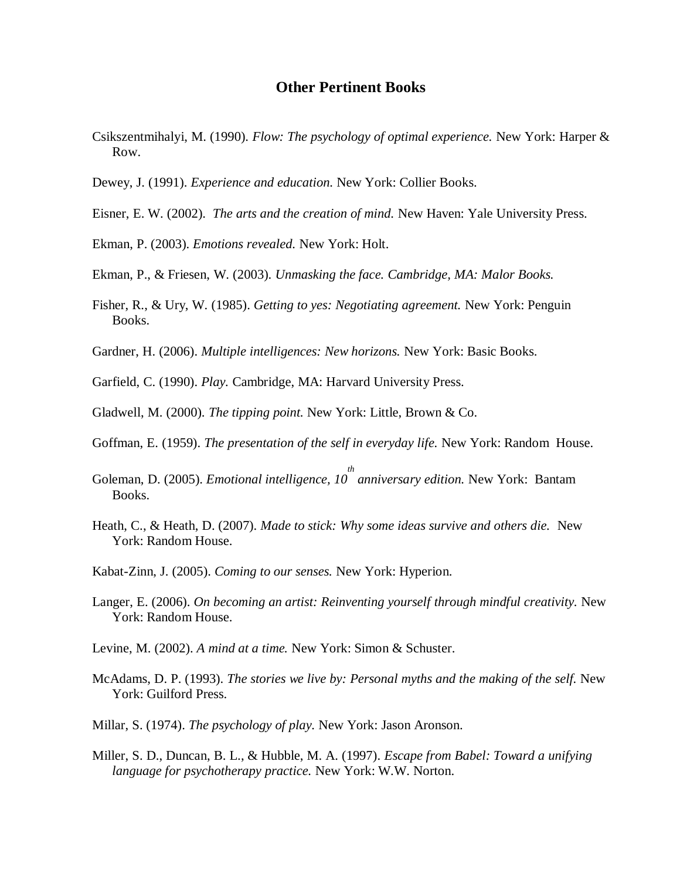## Other Pertinent Books

Csikszentmihalyi, M. (1990). *Flow: The psychology of optimal experience.* New York: Harper & Row.

Dewey, J. (1991). *Experience and education.* New York: Collier Books.

Eisner, E. W. (2002). *The arts and the creation of mind.* New Haven: Yale University Press.

Ekman, P. (2003). *Emotions revealed.* New York: Holt.

Ekman, P., & Friesen, W. (2003). *Unmasking the face. Cambridge, MA: Malor Books.*

Fisher, R., & Ury, W. (1985). *Getting to yes: Negotiating agreement.* New York: Penguin Books.

Gardner, H. (2006). *Multiple intelligences: New horizons.* New York: Basic Books.

Garfield, C. (1990). *Play.* Cambridge, MA: Harvard University Press.

Gladwell, M. (2000). *The tipping point.* New York: Little, Brown & Co.

Goffman, E. (1959). *The presentation of the self in everyday life.* New York: Random House.

Goleman, D. (2005). *Emotional intelligence, 10th anniversary edition.* New York: Bantam Books.

Heath, C., & Heath, D. (2007). *Made to stick: Why some ideas survive and others die.* New York: Random House.

Kabat-Zinn, J. (2005). *Coming to our senses.* New York: Hyperion.

Langer, E. (2006). *On becoming an artist: Reinventing yourself through mindful creativity.* New York: Random House.

Levine, M. (2002). *A mind at a time.* New York: Simon & Schuster.

McAdams, D. P. (1993). *The stories we live by: Personal myths and the making of the self.* New York: Guilford Press.

Millar, S. (1974). *The psychology of play.* New York: Jason Aronson.

Miller, S. D., Duncan, B. L., & Hubble, M. A. (1997). *Escape from Babel: Toward a unifying language for psychotherapy practice.* New York: W.W. Norton.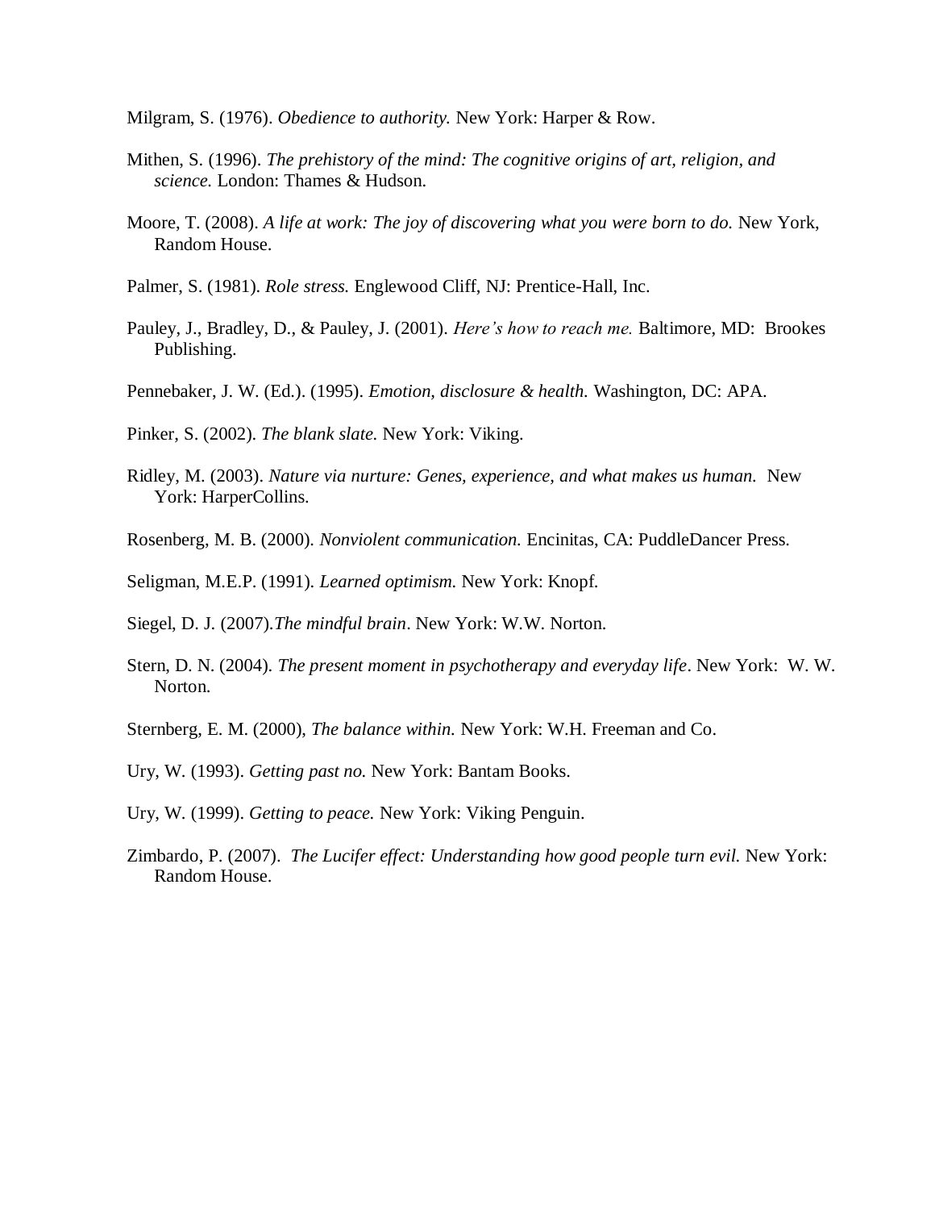Milgram, S. (1976). *Obedience to authority.* New York: Harper & Row.

Mithen, S. (1996). *The prehistory of the mind: The cognitive origins of art, religion, and science.* London: Thames & Hudson.

Moore, T. (2008). *A life at work: The joy of discovering what you were born to do.* New York, Random House.

Palmer, S. (1981). *Role stress.* Englewood Cliff, NJ: Prentice-Hall, Inc.

Pauley, J., Bradley, D., & Pauley, J. (2001). *Here's how to reach me.* Baltimore, MD: Brookes Publishing.

Pennebaker, J. W. (Ed.). (1995). *Emotion, disclosure & health.* Washington, DC: APA.

Pinker, S. (2002). *The blank slate.* New York: Viking.

Ridley, M. (2003). *Nature via nurture: Genes, experience, and what makes us human.* New York: HarperCollins.

Rosenberg, M. B. (2000). *Nonviolent communication.* Encinitas, CA: PuddleDancer Press.

Seligman, M.E.P. (1991). *Learned optimism.* New York: Knopf.

Siegel, D. J. (2007).*The mindful brain*. New York: W.W. Norton.

Stern, D. N. (2004). *The present moment in psychotherapy and everyday life*. New York: W. W. Norton.

Sternberg, E. M. (2000), *The balance within.* New York: W.H. Freeman and Co.

Ury, W. (1993). *Getting past no.* New York: Bantam Books.

Ury, W. (1999). *Getting to peace.* New York: Viking Penguin.

Zimbardo, P. (2007). *The Lucifer effect: Understanding how good people turn evil.* New York: Random House.